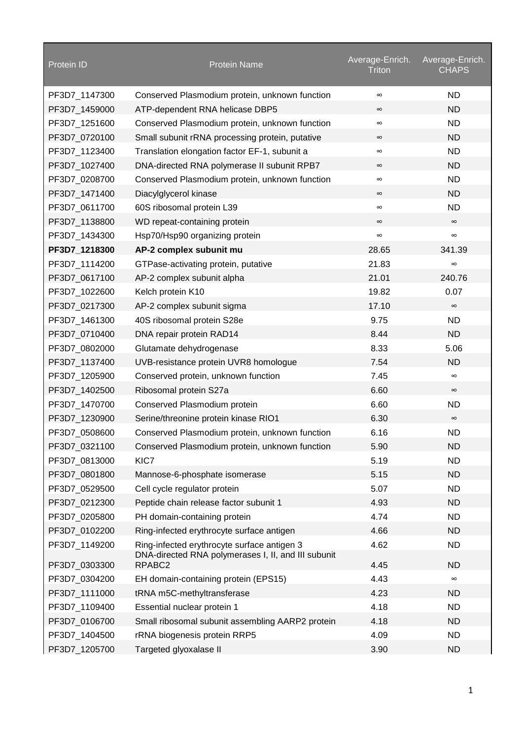| Protein ID | Protein Name | Average-Enrich. Triton | Average-Enrich. CHAPS |
|---|---|---|---|
| PF3D7_1147300 | Conserved Plasmodium protein, unknown function | ∞ | ND |
| PF3D7_1459000 | ATP-dependent RNA helicase DBP5 | ∞ | ND |
| PF3D7_1251600 | Conserved Plasmodium protein, unknown function | ∞ | ND |
| PF3D7_0720100 | Small subunit rRNA processing protein, putative | ∞ | ND |
| PF3D7_1123400 | Translation elongation factor EF-1, subunit a | ∞ | ND |
| PF3D7_1027400 | DNA-directed RNA polymerase II subunit RPB7 | ∞ | ND |
| PF3D7_0208700 | Conserved Plasmodium protein, unknown function | ∞ | ND |
| PF3D7_1471400 | Diacylglycerol kinase | ∞ | ND |
| PF3D7_0611700 | 60S ribosomal protein L39 | ∞ | ND |
| PF3D7_1138800 | WD repeat-containing protein | ∞ | ∞ |
| PF3D7_1434300 | Hsp70/Hsp90 organizing protein | ∞ | ∞ |
| **PF3D7_1218300** | **AP-2 complex subunit mu** | 28.65 | 341.39 |
| PF3D7_1114200 | GTPase-activating protein, putative | 21.83 | ∞ |
| PF3D7_0617100 | AP-2 complex subunit alpha | 21.01 | 240.76 |
| PF3D7_1022600 | Kelch protein K10 | 19.82 | 0.07 |
| PF3D7_0217300 | AP-2 complex subunit sigma | 17.10 | ∞ |
| PF3D7_1461300 | 40S ribosomal protein S28e | 9.75 | ND |
| PF3D7_0710400 | DNA repair protein RAD14 | 8.44 | ND |
| PF3D7_0802000 | Glutamate dehydrogenase | 8.33 | 5.06 |
| PF3D7_1137400 | UVB-resistance protein UVR8 homologue | 7.54 | ND |
| PF3D7_1205900 | Conserved protein, unknown function | 7.45 | ∞ |
| PF3D7_1402500 | Ribosomal protein S27a | 6.60 | ∞ |
| PF3D7_1470700 | Conserved Plasmodium protein | 6.60 | ND |
| PF3D7_1230900 | Serine/threonine protein kinase RIO1 | 6.30 | ∞ |
| PF3D7_0508600 | Conserved Plasmodium protein, unknown function | 6.16 | ND |
| PF3D7_0321100 | Conserved Plasmodium protein, unknown function | 5.90 | ND |
| PF3D7_0813000 | KIC7 | 5.19 | ND |
| PF3D7_0801800 | Mannose-6-phosphate isomerase | 5.15 | ND |
| PF3D7_0529500 | Cell cycle regulator protein | 5.07 | ND |
| PF3D7_0212300 | Peptide chain release factor subunit 1 | 4.93 | ND |
| PF3D7_0205800 | PH domain-containing protein | 4.74 | ND |
| PF3D7_0102200 | Ring-infected erythrocyte surface antigen | 4.66 | ND |
| PF3D7_1149200 | Ring-infected erythrocyte surface antigen 3 | 4.62 | ND |
| PF3D7_0303300 | DNA-directed RNA polymerases I, II, and III subunit RPABC2 | 4.45 | ND |
| PF3D7_0304200 | EH domain-containing protein (EPS15) | 4.43 | ∞ |
| PF3D7_1111000 | tRNA m5C-methyltransferase | 4.23 | ND |
| PF3D7_1109400 | Essential nuclear protein 1 | 4.18 | ND |
| PF3D7_0106700 | Small ribosomal subunit assembling AARP2 protein | 4.18 | ND |
| PF3D7_1404500 | rRNA biogenesis protein RRP5 | 4.09 | ND |
| PF3D7_1205700 | Targeted glyoxalase II | 3.90 | ND |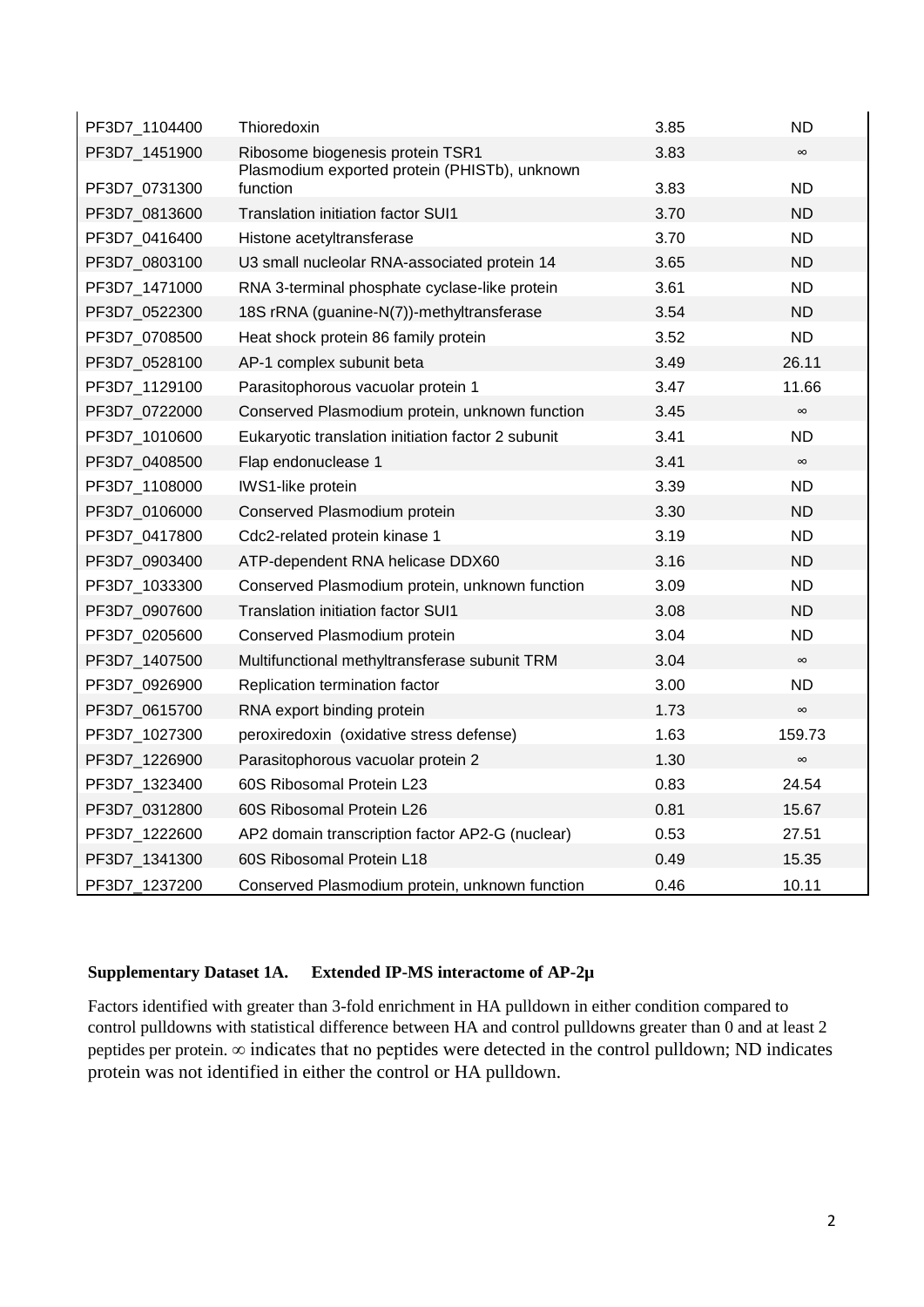| | | | |
|---|---|---|---|
| PF3D7_1104400 | Thioredoxin | 3.85 | ND |
| PF3D7_1451900 | Ribosome biogenesis protein TSR1 | 3.83 | ∞ |
| PF3D7_0731300 | Plasmodium exported protein (PHISTb), unknown function | 3.83 | ND |
| PF3D7_0813600 | Translation initiation factor SUI1 | 3.70 | ND |
| PF3D7_0416400 | Histone acetyltransferase | 3.70 | ND |
| PF3D7_0803100 | U3 small nucleolar RNA-associated protein 14 | 3.65 | ND |
| PF3D7_1471000 | RNA 3-terminal phosphate cyclase-like protein | 3.61 | ND |
| PF3D7_0522300 | 18S rRNA (guanine-N(7))-methyltransferase | 3.54 | ND |
| PF3D7_0708500 | Heat shock protein 86 family protein | 3.52 | ND |
| PF3D7_0528100 | AP-1 complex subunit beta | 3.49 | 26.11 |
| PF3D7_1129100 | Parasitophorous vacuolar protein 1 | 3.47 | 11.66 |
| PF3D7_0722000 | Conserved Plasmodium protein, unknown function | 3.45 | ∞ |
| PF3D7_1010600 | Eukaryotic translation initiation factor 2 subunit | 3.41 | ND |
| PF3D7_0408500 | Flap endonuclease 1 | 3.41 | ∞ |
| PF3D7_1108000 | IWS1-like protein | 3.39 | ND |
| PF3D7_0106000 | Conserved Plasmodium protein | 3.30 | ND |
| PF3D7_0417800 | Cdc2-related protein kinase 1 | 3.19 | ND |
| PF3D7_0903400 | ATP-dependent RNA helicase DDX60 | 3.16 | ND |
| PF3D7_1033300 | Conserved Plasmodium protein, unknown function | 3.09 | ND |
| PF3D7_0907600 | Translation initiation factor SUI1 | 3.08 | ND |
| PF3D7_0205600 | Conserved Plasmodium protein | 3.04 | ND |
| PF3D7_1407500 | Multifunctional methyltransferase subunit TRM | 3.04 | ∞ |
| PF3D7_0926900 | Replication termination factor | 3.00 | ND |
| PF3D7_0615700 | RNA export binding protein | 1.73 | ∞ |
| PF3D7_1027300 | peroxiredoxin (oxidative stress defense) | 1.63 | 159.73 |
| PF3D7_1226900 | Parasitophorous vacuolar protein 2 | 1.30 | ∞ |
| PF3D7_1323400 | 60S Ribosomal Protein L23 | 0.83 | 24.54 |
| PF3D7_0312800 | 60S Ribosomal Protein L26 | 0.81 | 15.67 |
| PF3D7_1222600 | AP2 domain transcription factor AP2-G (nuclear) | 0.53 | 27.51 |
| PF3D7_1341300 | 60S Ribosomal Protein L18 | 0.49 | 15.35 |
| PF3D7_1237200 | Conserved Plasmodium protein, unknown function | 0.46 | 10.11 |

**Supplementary Dataset 1A. Extended IP-MS interactome of AP-2μ**

Factors identified with greater than 3-fold enrichment in HA pulldown in either condition compared to control pulldowns with statistical difference between HA and control pulldowns greater than 0 and at least 2 peptides per protein. ∞ indicates that no peptides were detected in the control pulldown; ND indicates protein was not identified in either the control or HA pulldown.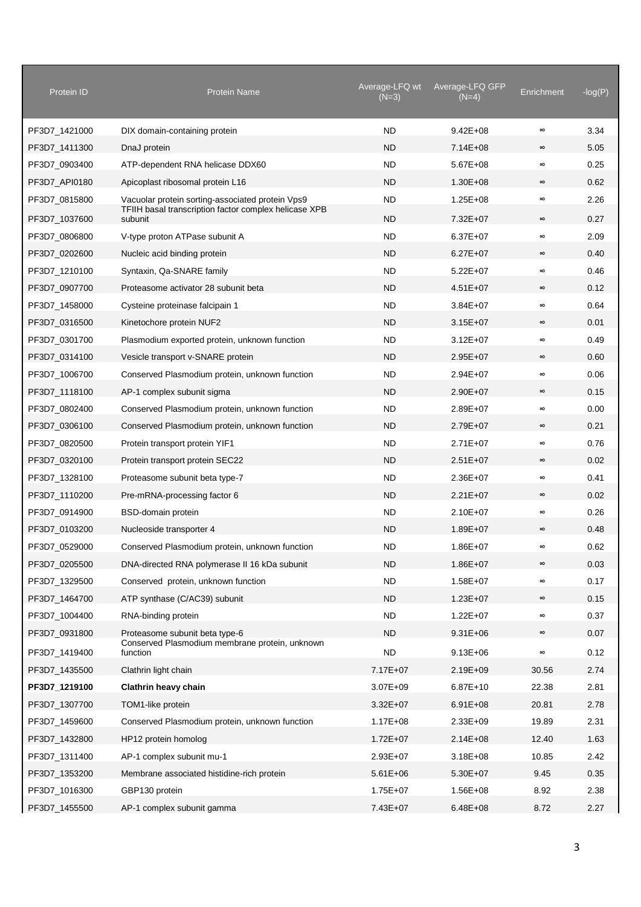| Protein ID | Protein Name | Average-LFQ wt (N=3) | Average-LFQ GFP (N=4) | Enrichment | -log(P) |
|---|---|---|---|---|---|
| PF3D7_1421000 | DIX domain-containing protein | ND | 9.42E+08 | ∞ | 3.34 |
| PF3D7_1411300 | DnaJ protein | ND | 7.14E+08 | ∞ | 5.05 |
| PF3D7_0903400 | ATP-dependent RNA helicase DDX60 | ND | 5.67E+08 | ∞ | 0.25 |
| PF3D7_API0180 | Apicoplast ribosomal protein L16 | ND | 1.30E+08 | ∞ | 0.62 |
| PF3D7_0815800 | Vacuolar protein sorting-associated protein Vps9 | ND | 1.25E+08 | ∞ | 2.26 |
| PF3D7_1037600 | TFIIH basal transcription factor complex helicase XPB subunit | ND | 7.32E+07 | ∞ | 0.27 |
| PF3D7_0806800 | V-type proton ATPase subunit A | ND | 6.37E+07 | ∞ | 2.09 |
| PF3D7_0202600 | Nucleic acid binding protein | ND | 6.27E+07 | ∞ | 0.40 |
| PF3D7_1210100 | Syntaxin, Qa-SNARE family | ND | 5.22E+07 | ∞ | 0.46 |
| PF3D7_0907700 | Proteasome activator 28 subunit beta | ND | 4.51E+07 | ∞ | 0.12 |
| PF3D7_1458000 | Cysteine proteinase falcipain 1 | ND | 3.84E+07 | ∞ | 0.64 |
| PF3D7_0316500 | Kinetochore protein NUF2 | ND | 3.15E+07 | ∞ | 0.01 |
| PF3D7_0301700 | Plasmodium exported protein, unknown function | ND | 3.12E+07 | ∞ | 0.49 |
| PF3D7_0314100 | Vesicle transport v-SNARE protein | ND | 2.95E+07 | ∞ | 0.60 |
| PF3D7_1006700 | Conserved Plasmodium protein, unknown function | ND | 2.94E+07 | ∞ | 0.06 |
| PF3D7_1118100 | AP-1 complex subunit sigma | ND | 2.90E+07 | ∞ | 0.15 |
| PF3D7_0802400 | Conserved Plasmodium protein, unknown function | ND | 2.89E+07 | ∞ | 0.00 |
| PF3D7_0306100 | Conserved Plasmodium protein, unknown function | ND | 2.79E+07 | ∞ | 0.21 |
| PF3D7_0820500 | Protein transport protein YIF1 | ND | 2.71E+07 | ∞ | 0.76 |
| PF3D7_0320100 | Protein transport protein SEC22 | ND | 2.51E+07 | ∞ | 0.02 |
| PF3D7_1328100 | Proteasome subunit beta type-7 | ND | 2.36E+07 | ∞ | 0.41 |
| PF3D7_1110200 | Pre-mRNA-processing factor 6 | ND | 2.21E+07 | ∞ | 0.02 |
| PF3D7_0914900 | BSD-domain protein | ND | 2.10E+07 | ∞ | 0.26 |
| PF3D7_0103200 | Nucleoside transporter 4 | ND | 1.89E+07 | ∞ | 0.48 |
| PF3D7_0529000 | Conserved Plasmodium protein, unknown function | ND | 1.86E+07 | ∞ | 0.62 |
| PF3D7_0205500 | DNA-directed RNA polymerase II 16 kDa subunit | ND | 1.86E+07 | ∞ | 0.03 |
| PF3D7_1329500 | Conserved protein, unknown function | ND | 1.58E+07 | ∞ | 0.17 |
| PF3D7_1464700 | ATP synthase (C/AC39) subunit | ND | 1.23E+07 | ∞ | 0.15 |
| PF3D7_1004400 | RNA-binding protein | ND | 1.22E+07 | ∞ | 0.37 |
| PF3D7_0931800 | Proteasome subunit beta type-6 | ND | 9.31E+06 | ∞ | 0.07 |
| PF3D7_1419400 | Conserved Plasmodium membrane protein, unknown function | ND | 9.13E+06 | ∞ | 0.12 |
| PF3D7_1435500 | Clathrin light chain | 7.17E+07 | 2.19E+09 | 30.56 | 2.74 |
| **PF3D7_1219100** | **Clathrin heavy chain** | 3.07E+09 | 6.87E+10 | 22.38 | 2.81 |
| PF3D7_1307700 | TOM1-like protein | 3.32E+07 | 6.91E+08 | 20.81 | 2.78 |
| PF3D7_1459600 | Conserved Plasmodium protein, unknown function | 1.17E+08 | 2.33E+09 | 19.89 | 2.31 |
| PF3D7_1432800 | HP12 protein homolog | 1.72E+07 | 2.14E+08 | 12.40 | 1.63 |
| PF3D7_1311400 | AP-1 complex subunit mu-1 | 2.93E+07 | 3.18E+08 | 10.85 | 2.42 |
| PF3D7_1353200 | Membrane associated histidine-rich protein | 5.61E+06 | 5.30E+07 | 9.45 | 0.35 |
| PF3D7_1016300 | GBP130 protein | 1.75E+07 | 1.56E+08 | 8.92 | 2.38 |
| PF3D7_1455500 | AP-1 complex subunit gamma | 7.43E+07 | 6.48E+08 | 8.72 | 2.27 |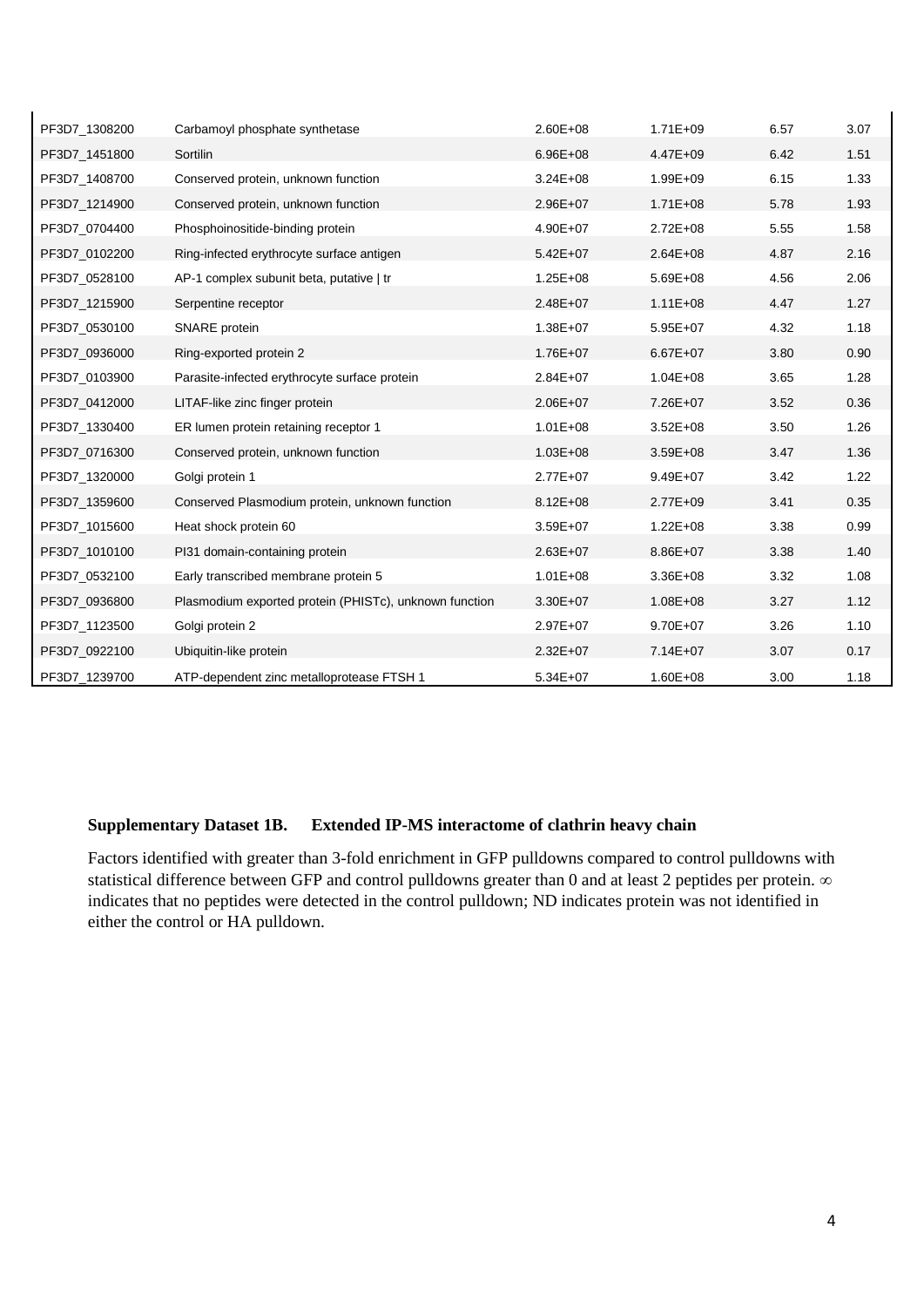| | | | | | |
|---|---|---|---|---|---|
| PF3D7_1308200 | Carbamoyl phosphate synthetase | 2.60E+08 | 1.71E+09 | 6.57 | 3.07 |
| PF3D7_1451800 | Sortilin | 6.96E+08 | 4.47E+09 | 6.42 | 1.51 |
| PF3D7_1408700 | Conserved protein, unknown function | 3.24E+08 | 1.99E+09 | 6.15 | 1.33 |
| PF3D7_1214900 | Conserved protein, unknown function | 2.96E+07 | 1.71E+08 | 5.78 | 1.93 |
| PF3D7_0704400 | Phosphoinositide-binding protein | 4.90E+07 | 2.72E+08 | 5.55 | 1.58 |
| PF3D7_0102200 | Ring-infected erythrocyte surface antigen | 5.42E+07 | 2.64E+08 | 4.87 | 2.16 |
| PF3D7_0528100 | AP-1 complex subunit beta, putative \| tr | 1.25E+08 | 5.69E+08 | 4.56 | 2.06 |
| PF3D7_1215900 | Serpentine receptor | 2.48E+07 | 1.11E+08 | 4.47 | 1.27 |
| PF3D7_0530100 | SNARE protein | 1.38E+07 | 5.95E+07 | 4.32 | 1.18 |
| PF3D7_0936000 | Ring-exported protein 2 | 1.76E+07 | 6.67E+07 | 3.80 | 0.90 |
| PF3D7_0103900 | Parasite-infected erythrocyte surface protein | 2.84E+07 | 1.04E+08 | 3.65 | 1.28 |
| PF3D7_0412000 | LITAF-like zinc finger protein | 2.06E+07 | 7.26E+07 | 3.52 | 0.36 |
| PF3D7_1330400 | ER lumen protein retaining receptor 1 | 1.01E+08 | 3.52E+08 | 3.50 | 1.26 |
| PF3D7_0716300 | Conserved protein, unknown function | 1.03E+08 | 3.59E+08 | 3.47 | 1.36 |
| PF3D7_1320000 | Golgi protein 1 | 2.77E+07 | 9.49E+07 | 3.42 | 1.22 |
| PF3D7_1359600 | Conserved Plasmodium protein, unknown function | 8.12E+08 | 2.77E+09 | 3.41 | 0.35 |
| PF3D7_1015600 | Heat shock protein 60 | 3.59E+07 | 1.22E+08 | 3.38 | 0.99 |
| PF3D7_1010100 | PI31 domain-containing protein | 2.63E+07 | 8.86E+07 | 3.38 | 1.40 |
| PF3D7_0532100 | Early transcribed membrane protein 5 | 1.01E+08 | 3.36E+08 | 3.32 | 1.08 |
| PF3D7_0936800 | Plasmodium exported protein (PHISTc), unknown function | 3.30E+07 | 1.08E+08 | 3.27 | 1.12 |
| PF3D7_1123500 | Golgi protein 2 | 2.97E+07 | 9.70E+07 | 3.26 | 1.10 |
| PF3D7_0922100 | Ubiquitin-like protein | 2.32E+07 | 7.14E+07 | 3.07 | 0.17 |
| PF3D7_1239700 | ATP-dependent zinc metalloprotease FTSH 1 | 5.34E+07 | 1.60E+08 | 3.00 | 1.18 |

**Supplementary Dataset 1B. Extended IP-MS interactome of clathrin heavy chain**

Factors identified with greater than 3-fold enrichment in GFP pulldowns compared to control pulldowns with statistical difference between GFP and control pulldowns greater than 0 and at least 2 peptides per protein. $\infty$ indicates that no peptides were detected in the control pulldown; ND indicates protein was not identified in either the control or HA pulldown.